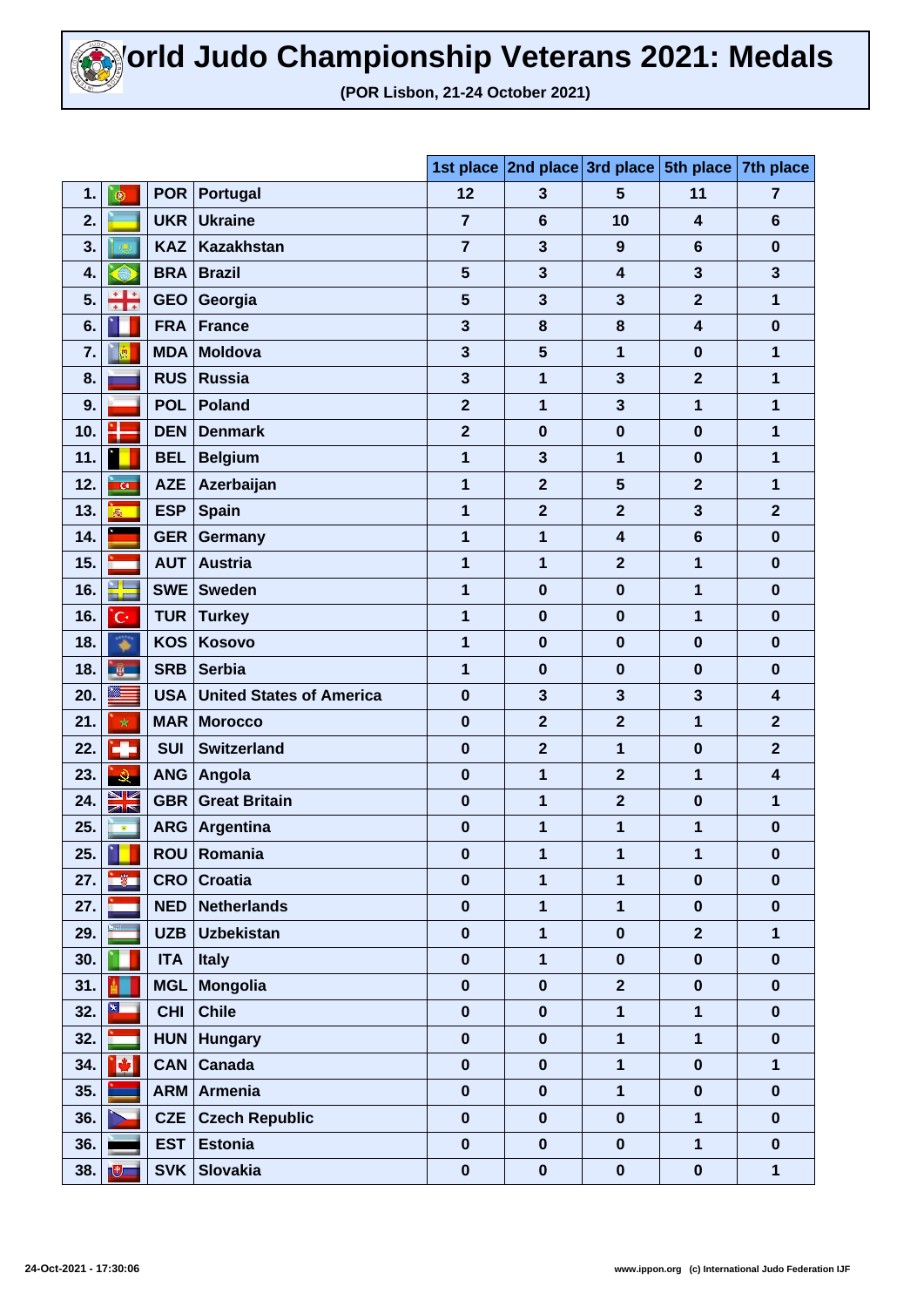# World Judo Championship Veterans 2021: Medals

**(POR Lisbon, 21-24 October 2021)**

| | | | 1st place | 2nd place | 3rd place | 5th place | 7th place |
|---|---|---|---|---|---|---|---|
| 1. | POR | Portugal | 12 | 3 | 5 | 11 | 7 |
| 2. | UKR | Ukraine | 7 | 6 | 10 | 4 | 6 |
| 3. | KAZ | Kazakhstan | 7 | 3 | 9 | 6 | 0 |
| 4. | BRA | Brazil | 5 | 3 | 4 | 3 | 3 |
| 5. | GEO | Georgia | 5 | 3 | 3 | 2 | 1 |
| 6. | FRA | France | 3 | 8 | 8 | 4 | 0 |
| 7. | MDA | Moldova | 3 | 5 | 1 | 0 | 1 |
| 8. | RUS | Russia | 3 | 1 | 3 | 2 | 1 |
| 9. | POL | Poland | 2 | 1 | 3 | 1 | 1 |
| 10. | DEN | Denmark | 2 | 0 | 0 | 0 | 1 |
| 11. | BEL | Belgium | 1 | 3 | 1 | 0 | 1 |
| 12. | AZE | Azerbaijan | 1 | 2 | 5 | 2 | 1 |
| 13. | ESP | Spain | 1 | 2 | 2 | 3 | 2 |
| 14. | GER | Germany | 1 | 1 | 4 | 6 | 0 |
| 15. | AUT | Austria | 1 | 1 | 2 | 1 | 0 |
| 16. | SWE | Sweden | 1 | 0 | 0 | 1 | 0 |
| 16. | TUR | Turkey | 1 | 0 | 0 | 1 | 0 |
| 18. | KOS | Kosovo | 1 | 0 | 0 | 0 | 0 |
| 18. | SRB | Serbia | 1 | 0 | 0 | 0 | 0 |
| 20. | USA | United States of America | 0 | 3 | 3 | 3 | 4 |
| 21. | MAR | Morocco | 0 | 2 | 2 | 1 | 2 |
| 22. | SUI | Switzerland | 0 | 2 | 1 | 0 | 2 |
| 23. | ANG | Angola | 0 | 1 | 2 | 1 | 4 |
| 24. | GBR | Great Britain | 0 | 1 | 2 | 0 | 1 |
| 25. | ARG | Argentina | 0 | 1 | 1 | 1 | 0 |
| 25. | ROU | Romania | 0 | 1 | 1 | 1 | 0 |
| 27. | CRO | Croatia | 0 | 1 | 1 | 0 | 0 |
| 27. | NED | Netherlands | 0 | 1 | 1 | 0 | 0 |
| 29. | UZB | Uzbekistan | 0 | 1 | 0 | 2 | 1 |
| 30. | ITA | Italy | 0 | 1 | 0 | 0 | 0 |
| 31. | MGL | Mongolia | 0 | 0 | 2 | 0 | 0 |
| 32. | CHI | Chile | 0 | 0 | 1 | 1 | 0 |
| 32. | HUN | Hungary | 0 | 0 | 1 | 1 | 0 |
| 34. | CAN | Canada | 0 | 0 | 1 | 0 | 1 |
| 35. | ARM | Armenia | 0 | 0 | 1 | 0 | 0 |
| 36. | CZE | Czech Republic | 0 | 0 | 0 | 1 | 0 |
| 36. | EST | Estonia | 0 | 0 | 0 | 1 | 0 |
| 38. | SVK | Slovakia | 0 | 0 | 0 | 0 | 1 |

24-Oct-2021 - 17:30:06

www.ippon.org (c) International Judo Federation IJF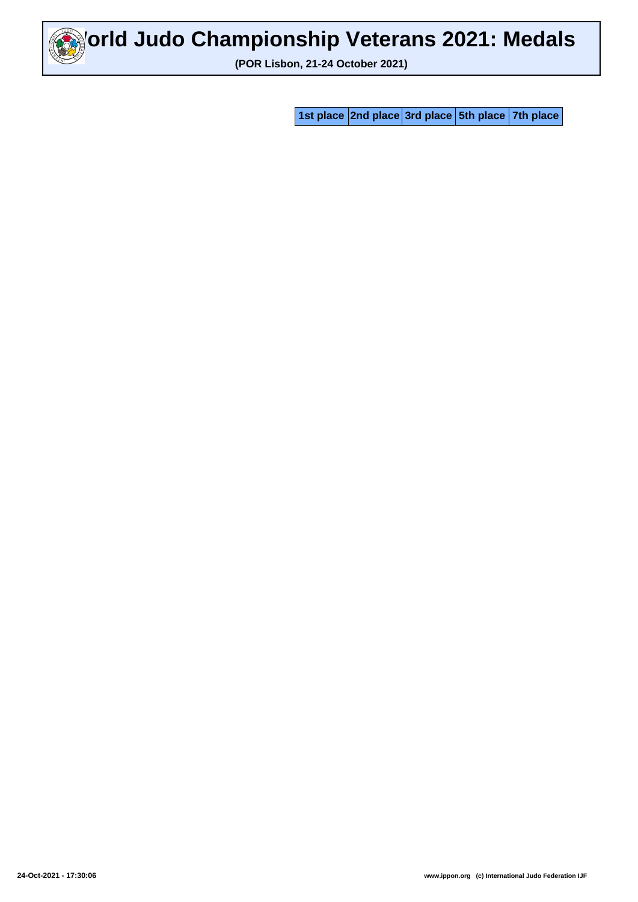# World Judo Championship Veterans 2021: Medals

**(POR Lisbon, 21-24 October 2021)**

| 1st place | 2nd place | 3rd place | 5th place | 7th place |
| --- | --- | --- | --- | --- |